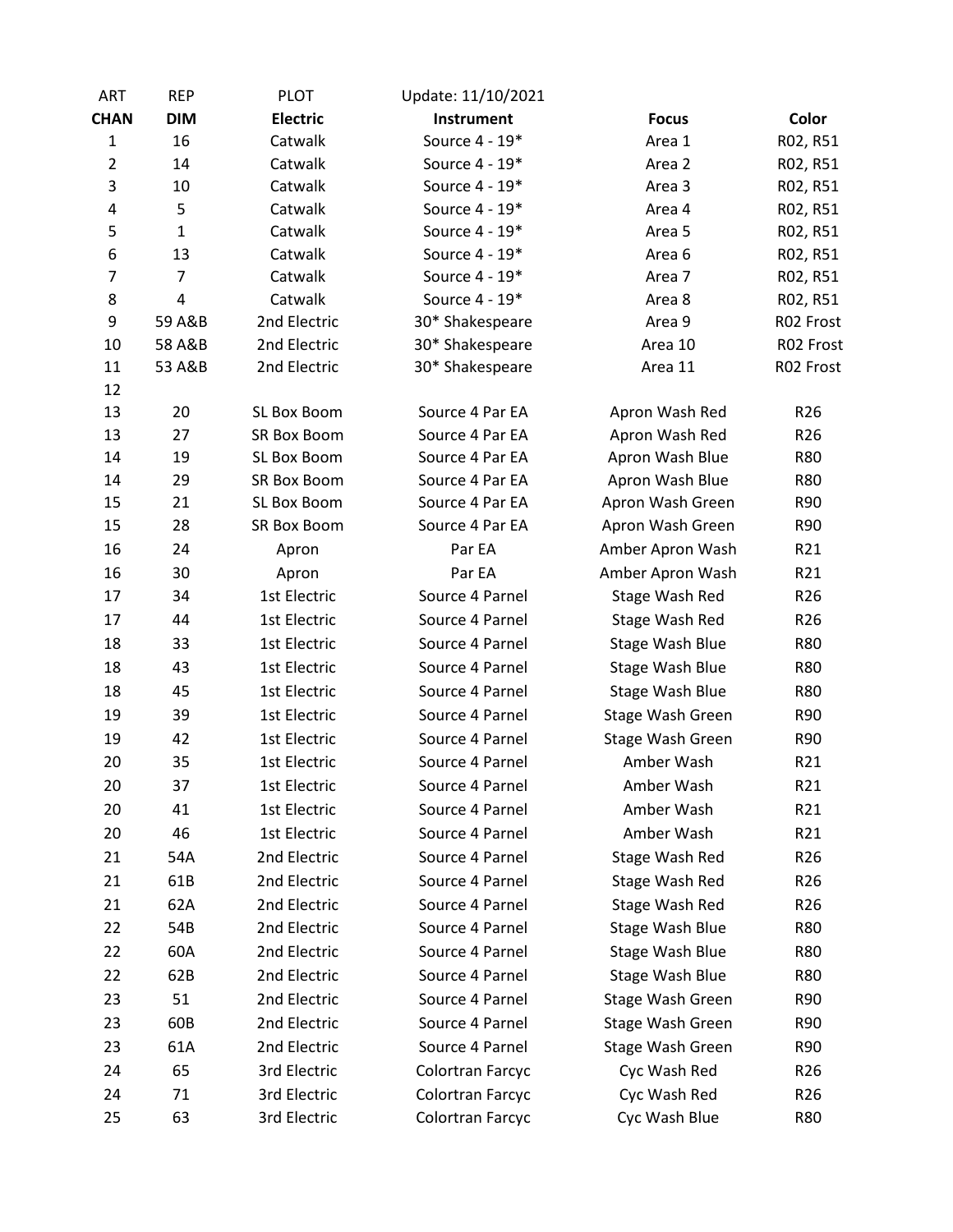| ART | REP | PLOT | Update: 11/10/2021 | | |
|---|---|---|---|---|---|
| **CHAN** | **DIM** | **Electric** | **Instrument** | **Focus** | **Color** |
| 1 | 16 | Catwalk | Source 4 - 19* | Area 1 | R02, R51 |
| 2 | 14 | Catwalk | Source 4 - 19* | Area 2 | R02, R51 |
| 3 | 10 | Catwalk | Source 4 - 19* | Area 3 | R02, R51 |
| 4 | 5 | Catwalk | Source 4 - 19* | Area 4 | R02, R51 |
| 5 | 1 | Catwalk | Source 4 - 19* | Area 5 | R02, R51 |
| 6 | 13 | Catwalk | Source 4 - 19* | Area 6 | R02, R51 |
| 7 | 7 | Catwalk | Source 4 - 19* | Area 7 | R02, R51 |
| 8 | 4 | Catwalk | Source 4 - 19* | Area 8 | R02, R51 |
| 9 | 59 A&B | 2nd Electric | 30* Shakespeare | Area 9 | R02 Frost |
| 10 | 58 A&B | 2nd Electric | 30* Shakespeare | Area 10 | R02 Frost |
| 11 | 53 A&B | 2nd Electric | 30* Shakespeare | Area 11 | R02 Frost |
| 12 | | | | | |
| 13 | 20 | SL Box Boom | Source 4 Par EA | Apron Wash Red | R26 |
| 13 | 27 | SR Box Boom | Source 4 Par EA | Apron Wash Red | R26 |
| 14 | 19 | SL Box Boom | Source 4 Par EA | Apron Wash Blue | R80 |
| 14 | 29 | SR Box Boom | Source 4 Par EA | Apron Wash Blue | R80 |
| 15 | 21 | SL Box Boom | Source 4 Par EA | Apron Wash Green | R90 |
| 15 | 28 | SR Box Boom | Source 4 Par EA | Apron Wash Green | R90 |
| 16 | 24 | Apron | Par EA | Amber Apron Wash | R21 |
| 16 | 30 | Apron | Par EA | Amber Apron Wash | R21 |
| 17 | 34 | 1st Electric | Source 4 Parnel | Stage Wash Red | R26 |
| 17 | 44 | 1st Electric | Source 4 Parnel | Stage Wash Red | R26 |
| 18 | 33 | 1st Electric | Source 4 Parnel | Stage Wash Blue | R80 |
| 18 | 43 | 1st Electric | Source 4 Parnel | Stage Wash Blue | R80 |
| 18 | 45 | 1st Electric | Source 4 Parnel | Stage Wash Blue | R80 |
| 19 | 39 | 1st Electric | Source 4 Parnel | Stage Wash Green | R90 |
| 19 | 42 | 1st Electric | Source 4 Parnel | Stage Wash Green | R90 |
| 20 | 35 | 1st Electric | Source 4 Parnel | Amber Wash | R21 |
| 20 | 37 | 1st Electric | Source 4 Parnel | Amber Wash | R21 |
| 20 | 41 | 1st Electric | Source 4 Parnel | Amber Wash | R21 |
| 20 | 46 | 1st Electric | Source 4 Parnel | Amber Wash | R21 |
| 21 | 54A | 2nd Electric | Source 4 Parnel | Stage Wash Red | R26 |
| 21 | 61B | 2nd Electric | Source 4 Parnel | Stage Wash Red | R26 |
| 21 | 62A | 2nd Electric | Source 4 Parnel | Stage Wash Red | R26 |
| 22 | 54B | 2nd Electric | Source 4 Parnel | Stage Wash Blue | R80 |
| 22 | 60A | 2nd Electric | Source 4 Parnel | Stage Wash Blue | R80 |
| 22 | 62B | 2nd Electric | Source 4 Parnel | Stage Wash Blue | R80 |
| 23 | 51 | 2nd Electric | Source 4 Parnel | Stage Wash Green | R90 |
| 23 | 60B | 2nd Electric | Source 4 Parnel | Stage Wash Green | R90 |
| 23 | 61A | 2nd Electric | Source 4 Parnel | Stage Wash Green | R90 |
| 24 | 65 | 3rd Electric | Colortran Farcyc | Cyc Wash Red | R26 |
| 24 | 71 | 3rd Electric | Colortran Farcyc | Cyc Wash Red | R26 |
| 25 | 63 | 3rd Electric | Colortran Farcyc | Cyc Wash Blue | R80 |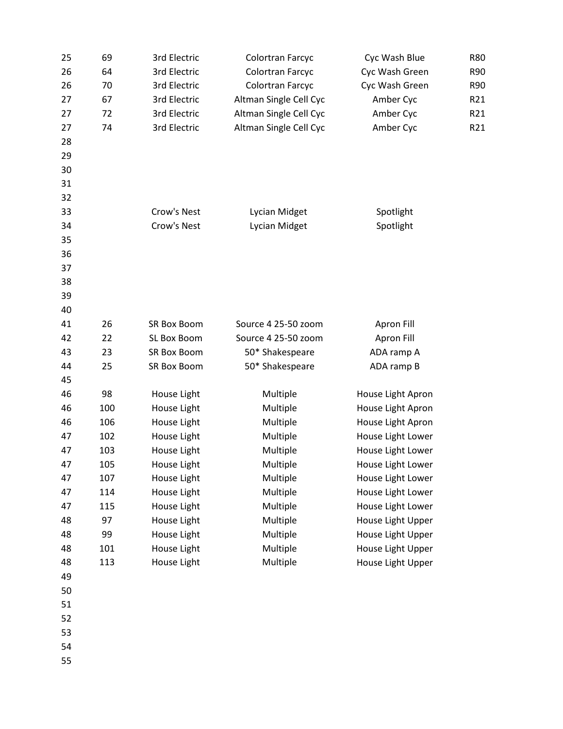| | | | | | |
|---|---|---|---|---|---|
| 25 | 69 | 3rd Electric | Colortran Farcyc | Cyc Wash Blue | R80 |
| 26 | 64 | 3rd Electric | Colortran Farcyc | Cyc Wash Green | R90 |
| 26 | 70 | 3rd Electric | Colortran Farcyc | Cyc Wash Green | R90 |
| 27 | 67 | 3rd Electric | Altman Single Cell Cyc | Amber Cyc | R21 |
| 27 | 72 | 3rd Electric | Altman Single Cell Cyc | Amber Cyc | R21 |
| 27 | 74 | 3rd Electric | Altman Single Cell Cyc | Amber Cyc | R21 |
| 28 | | | | | |
| 29 | | | | | |
| 30 | | | | | |
| 31 | | | | | |
| 32 | | | | | |
| 33 | | Crow's Nest | Lycian Midget | Spotlight | |
| 34 | | Crow's Nest | Lycian Midget | Spotlight | |
| 35 | | | | | |
| 36 | | | | | |
| 37 | | | | | |
| 38 | | | | | |
| 39 | | | | | |
| 40 | | | | | |
| 41 | 26 | SR Box Boom | Source 4 25-50 zoom | Apron Fill | |
| 42 | 22 | SL Box Boom | Source 4 25-50 zoom | Apron Fill | |
| 43 | 23 | SR Box Boom | 50* Shakespeare | ADA ramp A | |
| 44 | 25 | SR Box Boom | 50* Shakespeare | ADA ramp B | |
| 45 | | | | | |
| 46 | 98 | House Light | Multiple | House Light Apron | |
| 46 | 100 | House Light | Multiple | House Light Apron | |
| 46 | 106 | House Light | Multiple | House Light Apron | |
| 47 | 102 | House Light | Multiple | House Light Lower | |
| 47 | 103 | House Light | Multiple | House Light Lower | |
| 47 | 105 | House Light | Multiple | House Light Lower | |
| 47 | 107 | House Light | Multiple | House Light Lower | |
| 47 | 114 | House Light | Multiple | House Light Lower | |
| 47 | 115 | House Light | Multiple | House Light Lower | |
| 48 | 97 | House Light | Multiple | House Light Upper | |
| 48 | 99 | House Light | Multiple | House Light Upper | |
| 48 | 101 | House Light | Multiple | House Light Upper | |
| 48 | 113 | House Light | Multiple | House Light Upper | |
| 49 | | | | | |
| 50 | | | | | |
| 51 | | | | | |
| 52 | | | | | |
| 53 | | | | | |
| 54 | | | | | |
| 55 | | | | | |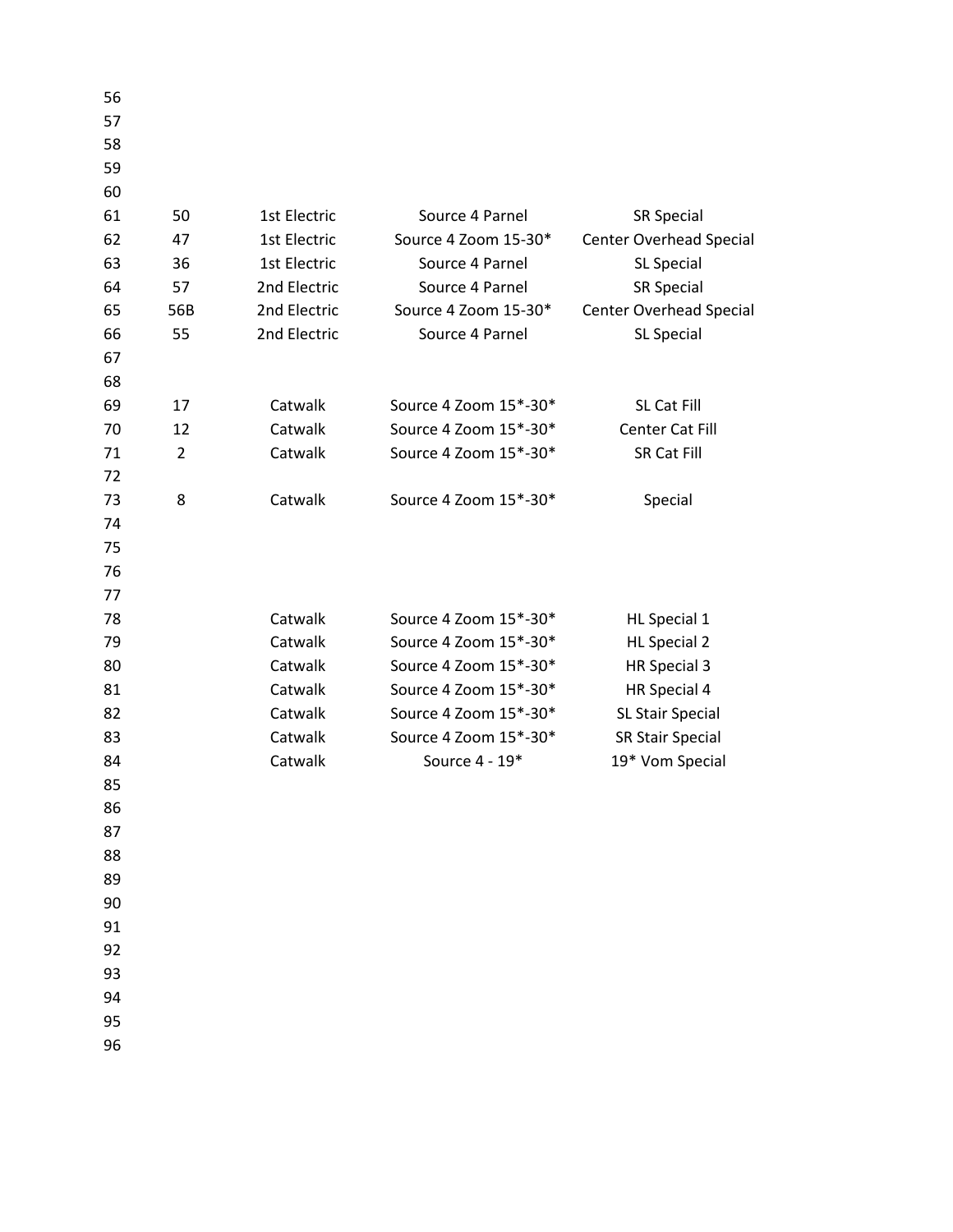| | | | | |
|---|---|---|---|---|
| 56 | | | | |
| 57 | | | | |
| 58 | | | | |
| 59 | | | | |
| 60 | | | | |
| 61 | 50 | 1st Electric | Source 4 Parnel | SR Special |
| 62 | 47 | 1st Electric | Source 4 Zoom 15-30* | Center Overhead Special |
| 63 | 36 | 1st Electric | Source 4 Parnel | SL Special |
| 64 | 57 | 2nd Electric | Source 4 Parnel | SR Special |
| 65 | 56B | 2nd Electric | Source 4 Zoom 15-30* | Center Overhead Special |
| 66 | 55 | 2nd Electric | Source 4 Parnel | SL Special |
| 67 | | | | |
| 68 | | | | |
| 69 | 17 | Catwalk | Source 4 Zoom 15*-30* | SL Cat Fill |
| 70 | 12 | Catwalk | Source 4 Zoom 15*-30* | Center Cat Fill |
| 71 | 2 | Catwalk | Source 4 Zoom 15*-30* | SR Cat Fill |
| 72 | | | | |
| 73 | 8 | Catwalk | Source 4 Zoom 15*-30* | Special |
| 74 | | | | |
| 75 | | | | |
| 76 | | | | |
| 77 | | | | |
| 78 | | Catwalk | Source 4 Zoom 15*-30* | HL Special 1 |
| 79 | | Catwalk | Source 4 Zoom 15*-30* | HL Special 2 |
| 80 | | Catwalk | Source 4 Zoom 15*-30* | HR Special 3 |
| 81 | | Catwalk | Source 4 Zoom 15*-30* | HR Special 4 |
| 82 | | Catwalk | Source 4 Zoom 15*-30* | SL Stair Special |
| 83 | | Catwalk | Source 4 Zoom 15*-30* | SR Stair Special |
| 84 | | Catwalk | Source 4 - 19* | 19* Vom Special |
| 85 | | | | |
| 86 | | | | |
| 87 | | | | |
| 88 | | | | |
| 89 | | | | |
| 90 | | | | |
| 91 | | | | |
| 92 | | | | |
| 93 | | | | |
| 94 | | | | |
| 95 | | | | |
| 96 | | | | |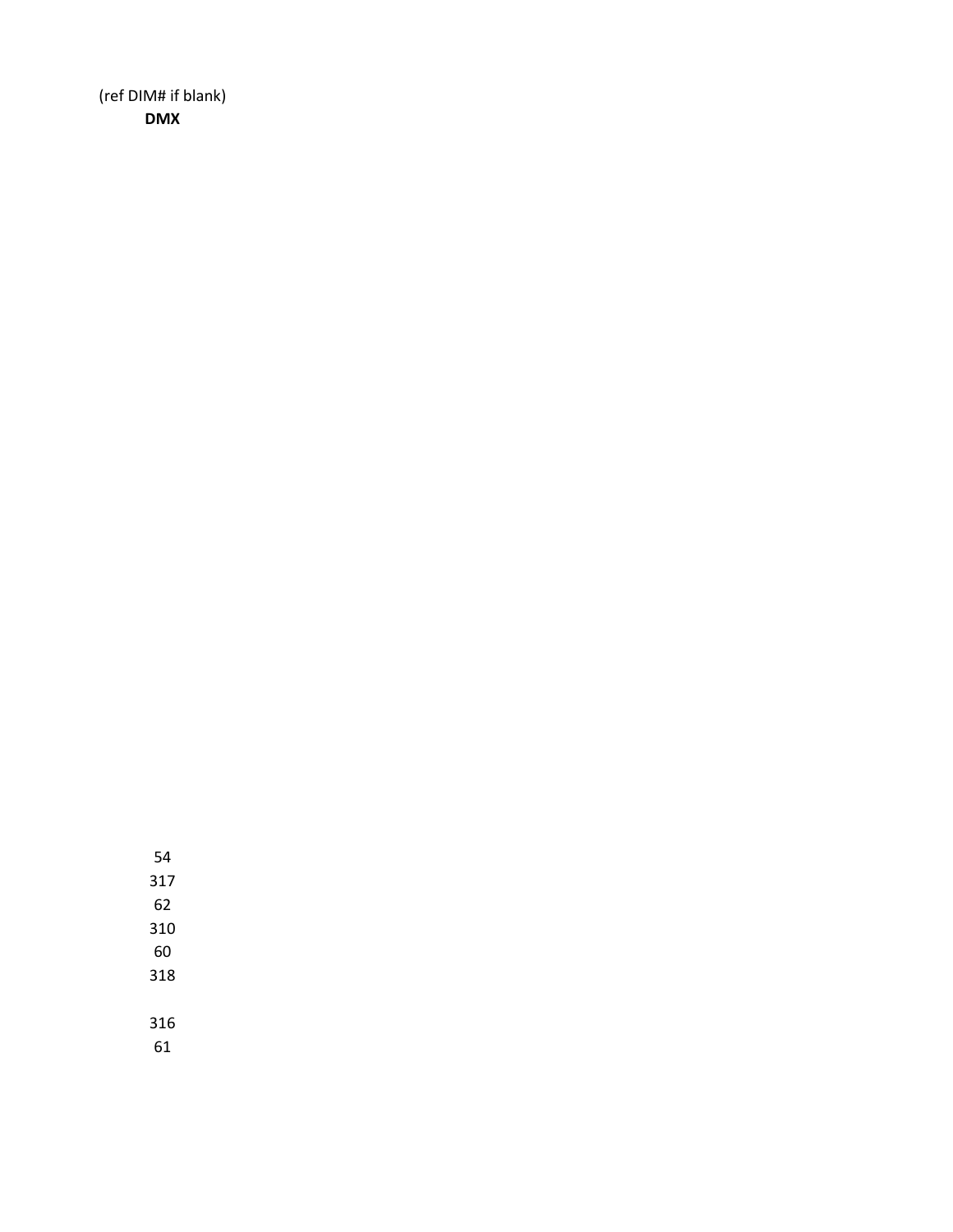| (ref DIM# if blank) **DMX** |
|---|
| |
| |
| |
| |
| |
| |
| |
| |
| |
| |
| |
| |
| |
| |
| |
| |
| |
| |
| |
| |
| |
| |
| |
| |
| |
| |
| |
| |
| |
| 54 |
| 317 |
| 62 |
| 310 |
| 60 |
| 318 |
| |
| 316 |
| 61 |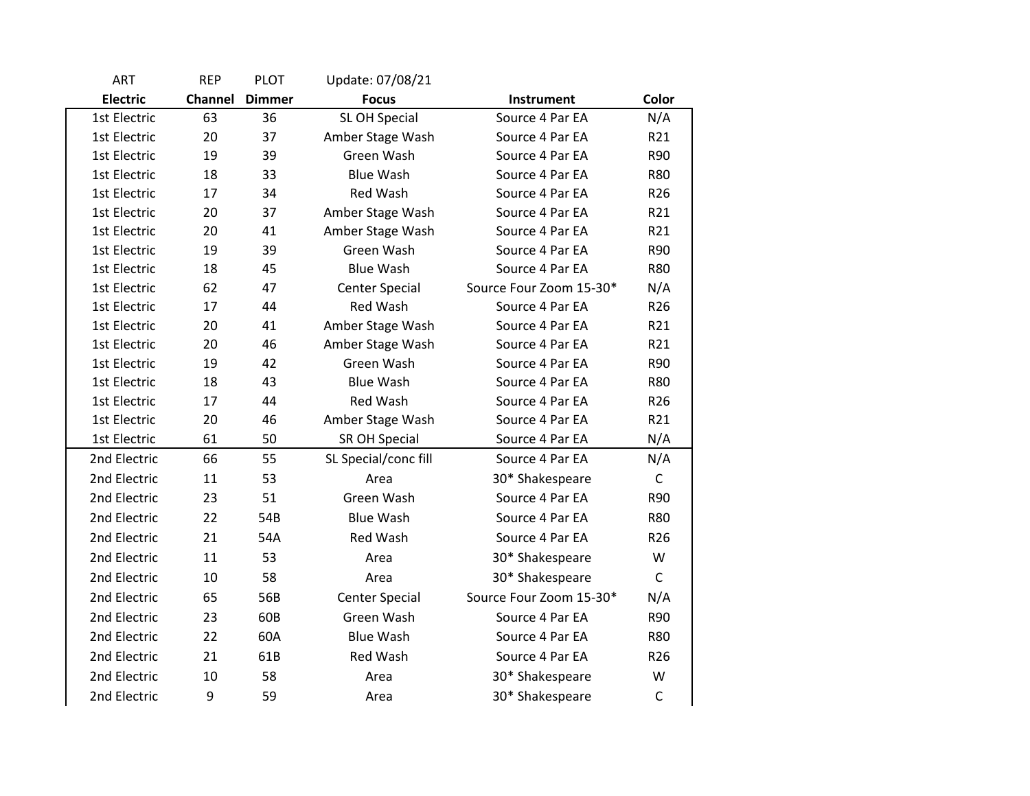| ART | REP | PLOT | Update: 07/08/21 | | |
|---|---|---|---|---|---|
| **Electric** | **Channel** | **Dimmer** | **Focus** | **Instrument** | **Color** |
| 1st Electric | 63 | 36 | SL OH Special | Source 4 Par EA | N/A |
| 1st Electric | 20 | 37 | Amber Stage Wash | Source 4 Par EA | R21 |
| 1st Electric | 19 | 39 | Green Wash | Source 4 Par EA | R90 |
| 1st Electric | 18 | 33 | Blue Wash | Source 4 Par EA | R80 |
| 1st Electric | 17 | 34 | Red Wash | Source 4 Par EA | R26 |
| 1st Electric | 20 | 37 | Amber Stage Wash | Source 4 Par EA | R21 |
| 1st Electric | 20 | 41 | Amber Stage Wash | Source 4 Par EA | R21 |
| 1st Electric | 19 | 39 | Green Wash | Source 4 Par EA | R90 |
| 1st Electric | 18 | 45 | Blue Wash | Source 4 Par EA | R80 |
| 1st Electric | 62 | 47 | Center Special | Source Four Zoom 15-30* | N/A |
| 1st Electric | 17 | 44 | Red Wash | Source 4 Par EA | R26 |
| 1st Electric | 20 | 41 | Amber Stage Wash | Source 4 Par EA | R21 |
| 1st Electric | 20 | 46 | Amber Stage Wash | Source 4 Par EA | R21 |
| 1st Electric | 19 | 42 | Green Wash | Source 4 Par EA | R90 |
| 1st Electric | 18 | 43 | Blue Wash | Source 4 Par EA | R80 |
| 1st Electric | 17 | 44 | Red Wash | Source 4 Par EA | R26 |
| 1st Electric | 20 | 46 | Amber Stage Wash | Source 4 Par EA | R21 |
| 1st Electric | 61 | 50 | SR OH Special | Source 4 Par EA | N/A |
| 2nd Electric | 66 | 55 | SL Special/conc fill | Source 4 Par EA | N/A |
| 2nd Electric | 11 | 53 | Area | 30* Shakespeare | C |
| 2nd Electric | 23 | 51 | Green Wash | Source 4 Par EA | R90 |
| 2nd Electric | 22 | 54B | Blue Wash | Source 4 Par EA | R80 |
| 2nd Electric | 21 | 54A | Red Wash | Source 4 Par EA | R26 |
| 2nd Electric | 11 | 53 | Area | 30* Shakespeare | W |
| 2nd Electric | 10 | 58 | Area | 30* Shakespeare | C |
| 2nd Electric | 65 | 56B | Center Special | Source Four Zoom 15-30* | N/A |
| 2nd Electric | 23 | 60B | Green Wash | Source 4 Par EA | R90 |
| 2nd Electric | 22 | 60A | Blue Wash | Source 4 Par EA | R80 |
| 2nd Electric | 21 | 61B | Red Wash | Source 4 Par EA | R26 |
| 2nd Electric | 10 | 58 | Area | 30* Shakespeare | W |
| 2nd Electric | 9 | 59 | Area | 30* Shakespeare | C |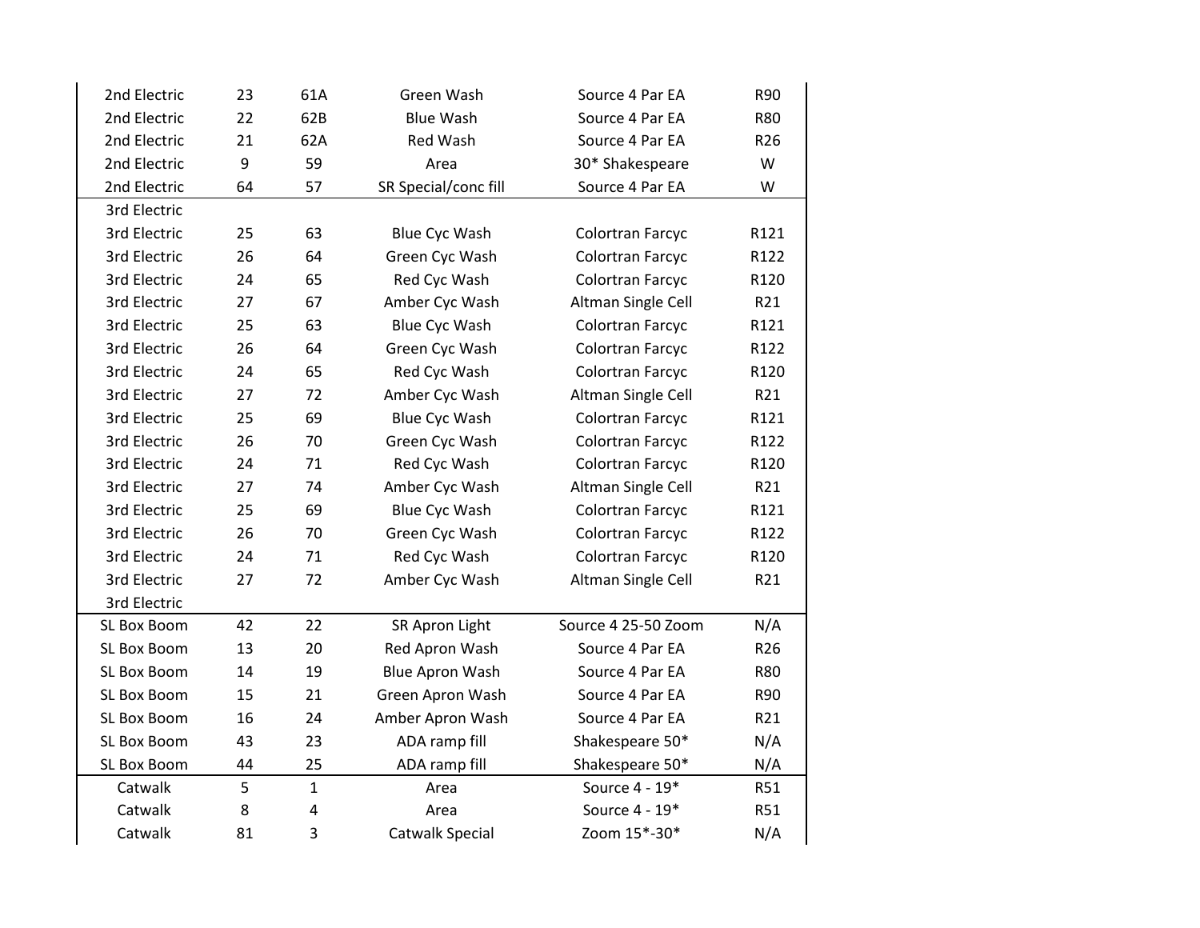| | | | | | |
|---|---|---|---|---|---|
| 2nd Electric | 23 | 61A | Green Wash | Source 4 Par EA | R90 |
| 2nd Electric | 22 | 62B | Blue Wash | Source 4 Par EA | R80 |
| 2nd Electric | 21 | 62A | Red Wash | Source 4 Par EA | R26 |
| 2nd Electric | 9 | 59 | Area | 30* Shakespeare | W |
| 2nd Electric | 64 | 57 | SR Special/conc fill | Source 4 Par EA | W |
| 3rd Electric | | | | | |
| 3rd Electric | 25 | 63 | Blue Cyc Wash | Colortran Farcyc | R121 |
| 3rd Electric | 26 | 64 | Green Cyc Wash | Colortran Farcyc | R122 |
| 3rd Electric | 24 | 65 | Red Cyc Wash | Colortran Farcyc | R120 |
| 3rd Electric | 27 | 67 | Amber Cyc Wash | Altman Single Cell | R21 |
| 3rd Electric | 25 | 63 | Blue Cyc Wash | Colortran Farcyc | R121 |
| 3rd Electric | 26 | 64 | Green Cyc Wash | Colortran Farcyc | R122 |
| 3rd Electric | 24 | 65 | Red Cyc Wash | Colortran Farcyc | R120 |
| 3rd Electric | 27 | 72 | Amber Cyc Wash | Altman Single Cell | R21 |
| 3rd Electric | 25 | 69 | Blue Cyc Wash | Colortran Farcyc | R121 |
| 3rd Electric | 26 | 70 | Green Cyc Wash | Colortran Farcyc | R122 |
| 3rd Electric | 24 | 71 | Red Cyc Wash | Colortran Farcyc | R120 |
| 3rd Electric | 27 | 74 | Amber Cyc Wash | Altman Single Cell | R21 |
| 3rd Electric | 25 | 69 | Blue Cyc Wash | Colortran Farcyc | R121 |
| 3rd Electric | 26 | 70 | Green Cyc Wash | Colortran Farcyc | R122 |
| 3rd Electric | 24 | 71 | Red Cyc Wash | Colortran Farcyc | R120 |
| 3rd Electric | 27 | 72 | Amber Cyc Wash | Altman Single Cell | R21 |
| 3rd Electric | | | | | |
| SL Box Boom | 42 | 22 | SR Apron Light | Source 4 25-50 Zoom | N/A |
| SL Box Boom | 13 | 20 | Red Apron Wash | Source 4 Par EA | R26 |
| SL Box Boom | 14 | 19 | Blue Apron Wash | Source 4 Par EA | R80 |
| SL Box Boom | 15 | 21 | Green Apron Wash | Source 4 Par EA | R90 |
| SL Box Boom | 16 | 24 | Amber Apron Wash | Source 4 Par EA | R21 |
| SL Box Boom | 43 | 23 | ADA ramp fill | Shakespeare 50* | N/A |
| SL Box Boom | 44 | 25 | ADA ramp fill | Shakespeare 50* | N/A |
| Catwalk | 5 | 1 | Area | Source 4 - 19* | R51 |
| Catwalk | 8 | 4 | Area | Source 4 - 19* | R51 |
| Catwalk | 81 | 3 | Catwalk Special | Zoom 15*-30* | N/A |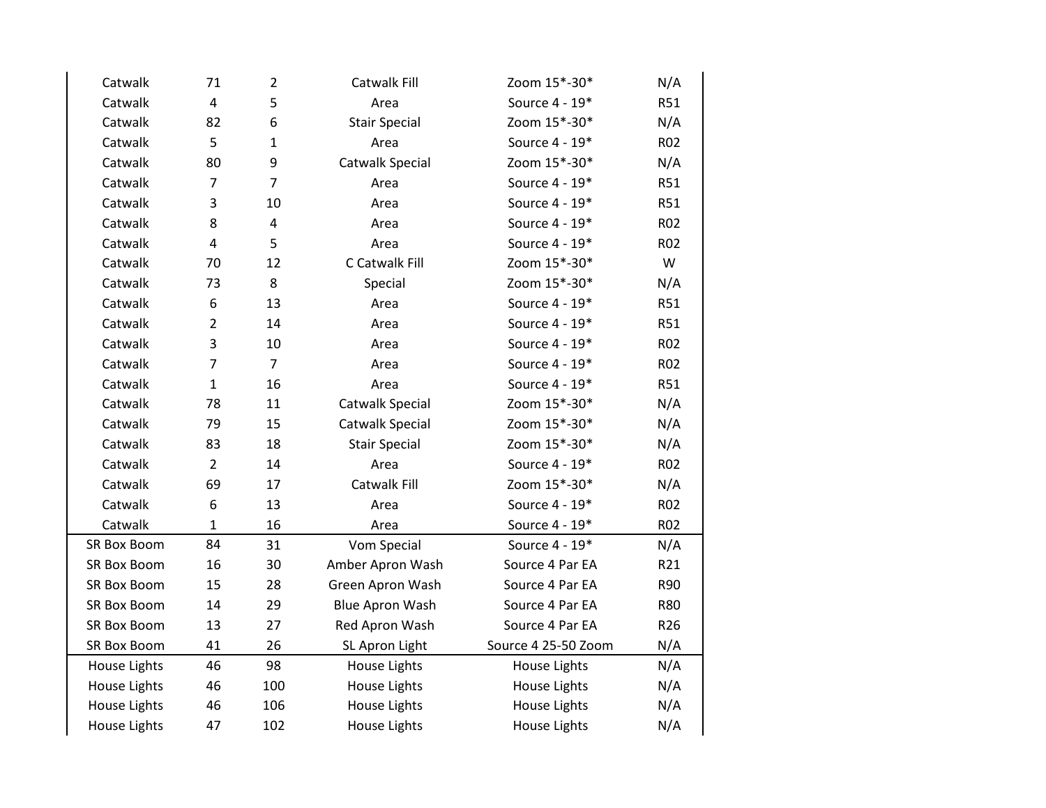| | | | | | |
|---|---|---|---|---|---|
| Catwalk | 71 | 2 | Catwalk Fill | Zoom 15*-30* | N/A |
| Catwalk | 4 | 5 | Area | Source 4 - 19* | R51 |
| Catwalk | 82 | 6 | Stair Special | Zoom 15*-30* | N/A |
| Catwalk | 5 | 1 | Area | Source 4 - 19* | R02 |
| Catwalk | 80 | 9 | Catwalk Special | Zoom 15*-30* | N/A |
| Catwalk | 7 | 7 | Area | Source 4 - 19* | R51 |
| Catwalk | 3 | 10 | Area | Source 4 - 19* | R51 |
| Catwalk | 8 | 4 | Area | Source 4 - 19* | R02 |
| Catwalk | 4 | 5 | Area | Source 4 - 19* | R02 |
| Catwalk | 70 | 12 | C Catwalk Fill | Zoom 15*-30* | W |
| Catwalk | 73 | 8 | Special | Zoom 15*-30* | N/A |
| Catwalk | 6 | 13 | Area | Source 4 - 19* | R51 |
| Catwalk | 2 | 14 | Area | Source 4 - 19* | R51 |
| Catwalk | 3 | 10 | Area | Source 4 - 19* | R02 |
| Catwalk | 7 | 7 | Area | Source 4 - 19* | R02 |
| Catwalk | 1 | 16 | Area | Source 4 - 19* | R51 |
| Catwalk | 78 | 11 | Catwalk Special | Zoom 15*-30* | N/A |
| Catwalk | 79 | 15 | Catwalk Special | Zoom 15*-30* | N/A |
| Catwalk | 83 | 18 | Stair Special | Zoom 15*-30* | N/A |
| Catwalk | 2 | 14 | Area | Source 4 - 19* | R02 |
| Catwalk | 69 | 17 | Catwalk Fill | Zoom 15*-30* | N/A |
| Catwalk | 6 | 13 | Area | Source 4 - 19* | R02 |
| Catwalk | 1 | 16 | Area | Source 4 - 19* | R02 |
| SR Box Boom | 84 | 31 | Vom Special | Source 4 - 19* | N/A |
| SR Box Boom | 16 | 30 | Amber Apron Wash | Source 4 Par EA | R21 |
| SR Box Boom | 15 | 28 | Green Apron Wash | Source 4 Par EA | R90 |
| SR Box Boom | 14 | 29 | Blue Apron Wash | Source 4 Par EA | R80 |
| SR Box Boom | 13 | 27 | Red Apron Wash | Source 4 Par EA | R26 |
| SR Box Boom | 41 | 26 | SL Apron Light | Source 4 25-50 Zoom | N/A |
| House Lights | 46 | 98 | House Lights | House Lights | N/A |
| House Lights | 46 | 100 | House Lights | House Lights | N/A |
| House Lights | 46 | 106 | House Lights | House Lights | N/A |
| House Lights | 47 | 102 | House Lights | House Lights | N/A |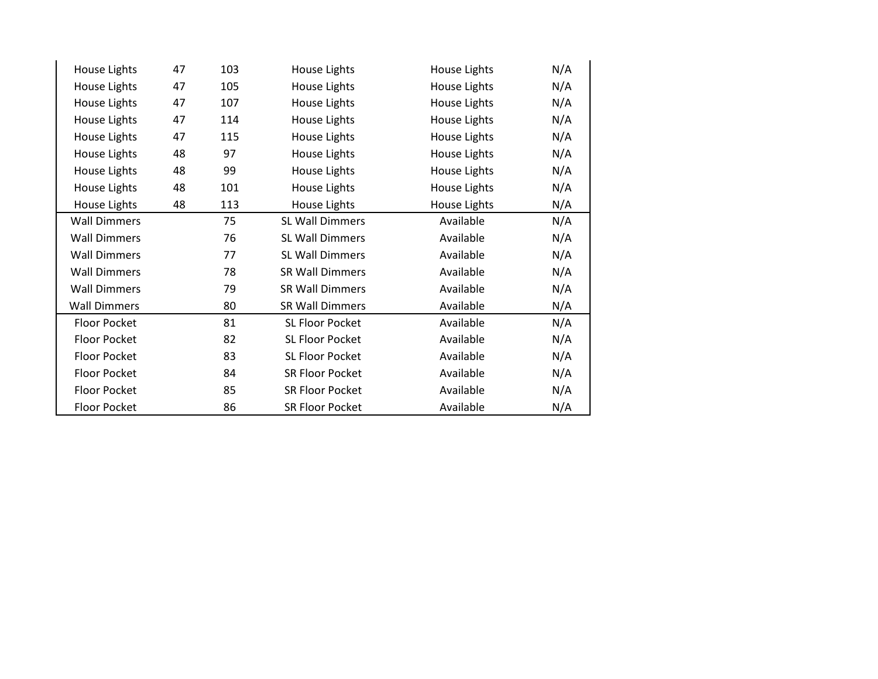| | | | | | |
|---|---|---|---|---|---|
| House Lights | 47 | 103 | House Lights | House Lights | N/A |
| House Lights | 47 | 105 | House Lights | House Lights | N/A |
| House Lights | 47 | 107 | House Lights | House Lights | N/A |
| House Lights | 47 | 114 | House Lights | House Lights | N/A |
| House Lights | 47 | 115 | House Lights | House Lights | N/A |
| House Lights | 48 | 97 | House Lights | House Lights | N/A |
| House Lights | 48 | 99 | House Lights | House Lights | N/A |
| House Lights | 48 | 101 | House Lights | House Lights | N/A |
| House Lights | 48 | 113 | House Lights | House Lights | N/A |
| Wall Dimmers | | 75 | SL Wall Dimmers | Available | N/A |
| Wall Dimmers | | 76 | SL Wall Dimmers | Available | N/A |
| Wall Dimmers | | 77 | SL Wall Dimmers | Available | N/A |
| Wall Dimmers | | 78 | SR Wall Dimmers | Available | N/A |
| Wall Dimmers | | 79 | SR Wall Dimmers | Available | N/A |
| Wall Dimmers | | 80 | SR Wall Dimmers | Available | N/A |
| Floor Pocket | | 81 | SL Floor Pocket | Available | N/A |
| Floor Pocket | | 82 | SL Floor Pocket | Available | N/A |
| Floor Pocket | | 83 | SL Floor Pocket | Available | N/A |
| Floor Pocket | | 84 | SR Floor Pocket | Available | N/A |
| Floor Pocket | | 85 | SR Floor Pocket | Available | N/A |
| Floor Pocket | | 86 | SR Floor Pocket | Available | N/A |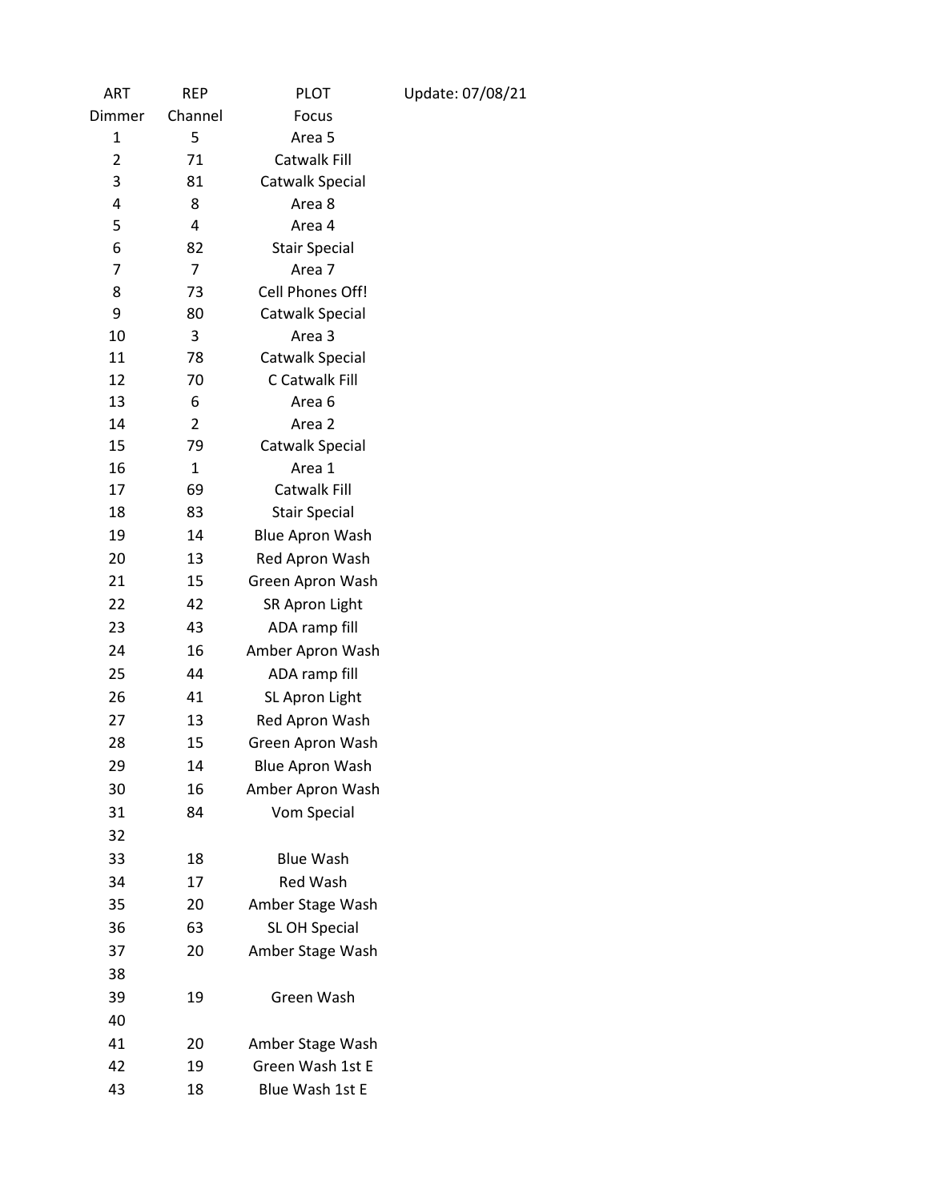| ART | REP | PLOT | Update: 07/08/21 |
| --- | --- | --- | --- |
| Dimmer | Channel | Focus | |
| 1 | 5 | Area 5 | |
| 2 | 71 | Catwalk Fill | |
| 3 | 81 | Catwalk Special | |
| 4 | 8 | Area 8 | |
| 5 | 4 | Area 4 | |
| 6 | 82 | Stair Special | |
| 7 | 7 | Area 7 | |
| 8 | 73 | Cell Phones Off! | |
| 9 | 80 | Catwalk Special | |
| 10 | 3 | Area 3 | |
| 11 | 78 | Catwalk Special | |
| 12 | 70 | C Catwalk Fill | |
| 13 | 6 | Area 6 | |
| 14 | 2 | Area 2 | |
| 15 | 79 | Catwalk Special | |
| 16 | 1 | Area 1 | |
| 17 | 69 | Catwalk Fill | |
| 18 | 83 | Stair Special | |
| 19 | 14 | Blue Apron Wash | |
| 20 | 13 | Red Apron Wash | |
| 21 | 15 | Green Apron Wash | |
| 22 | 42 | SR Apron Light | |
| 23 | 43 | ADA ramp fill | |
| 24 | 16 | Amber Apron Wash | |
| 25 | 44 | ADA ramp fill | |
| 26 | 41 | SL Apron Light | |
| 27 | 13 | Red Apron Wash | |
| 28 | 15 | Green Apron Wash | |
| 29 | 14 | Blue Apron Wash | |
| 30 | 16 | Amber Apron Wash | |
| 31 | 84 | Vom Special | |
| 32 | | | |
| 33 | 18 | Blue Wash | |
| 34 | 17 | Red Wash | |
| 35 | 20 | Amber Stage Wash | |
| 36 | 63 | SL OH Special | |
| 37 | 20 | Amber Stage Wash | |
| 38 | | | |
| 39 | 19 | Green Wash | |
| 40 | | | |
| 41 | 20 | Amber Stage Wash | |
| 42 | 19 | Green Wash 1st E | |
| 43 | 18 | Blue Wash 1st E | |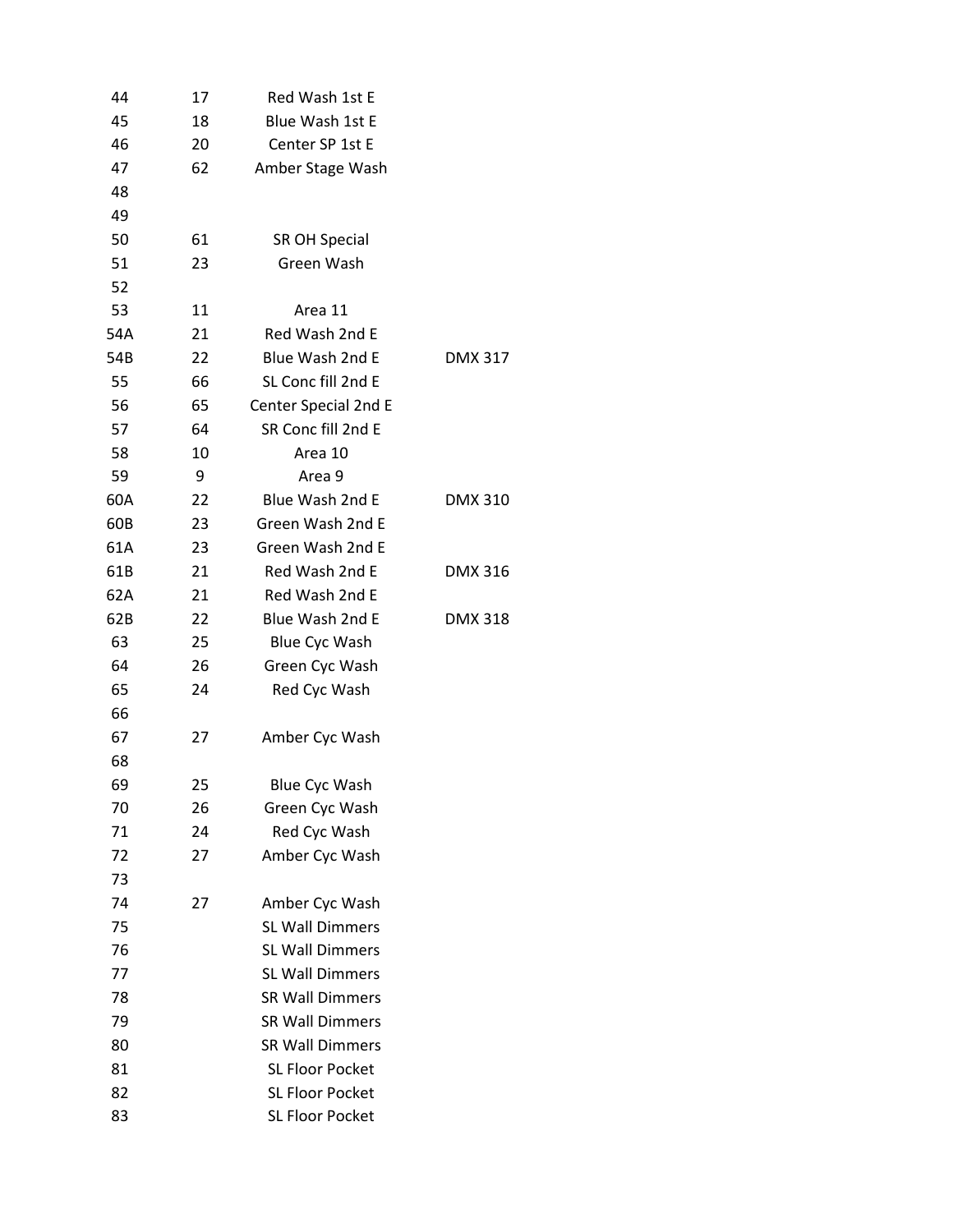| | | | |
|---|---|---|---|
| 44 | 17 | Red Wash 1st E | |
| 45 | 18 | Blue Wash 1st E | |
| 46 | 20 | Center SP 1st E | |
| 47 | 62 | Amber Stage Wash | |
| 48 | | | |
| 49 | | | |
| 50 | 61 | SR OH Special | |
| 51 | 23 | Green Wash | |
| 52 | | | |
| 53 | 11 | Area 11 | |
| 54A | 21 | Red Wash 2nd E | |
| 54B | 22 | Blue Wash 2nd E | DMX 317 |
| 55 | 66 | SL Conc fill 2nd E | |
| 56 | 65 | Center Special 2nd E | |
| 57 | 64 | SR Conc fill 2nd E | |
| 58 | 10 | Area 10 | |
| 59 | 9 | Area 9 | |
| 60A | 22 | Blue Wash 2nd E | DMX 310 |
| 60B | 23 | Green Wash 2nd E | |
| 61A | 23 | Green Wash 2nd E | |
| 61B | 21 | Red Wash 2nd E | DMX 316 |
| 62A | 21 | Red Wash 2nd E | |
| 62B | 22 | Blue Wash 2nd E | DMX 318 |
| 63 | 25 | Blue Cyc Wash | |
| 64 | 26 | Green Cyc Wash | |
| 65 | 24 | Red Cyc Wash | |
| 66 | | | |
| 67 | 27 | Amber Cyc Wash | |
| 68 | | | |
| 69 | 25 | Blue Cyc Wash | |
| 70 | 26 | Green Cyc Wash | |
| 71 | 24 | Red Cyc Wash | |
| 72 | 27 | Amber Cyc Wash | |
| 73 | | | |
| 74 | 27 | Amber Cyc Wash | |
| 75 | | SL Wall Dimmers | |
| 76 | | SL Wall Dimmers | |
| 77 | | SL Wall Dimmers | |
| 78 | | SR Wall Dimmers | |
| 79 | | SR Wall Dimmers | |
| 80 | | SR Wall Dimmers | |
| 81 | | SL Floor Pocket | |
| 82 | | SL Floor Pocket | |
| 83 | | SL Floor Pocket | |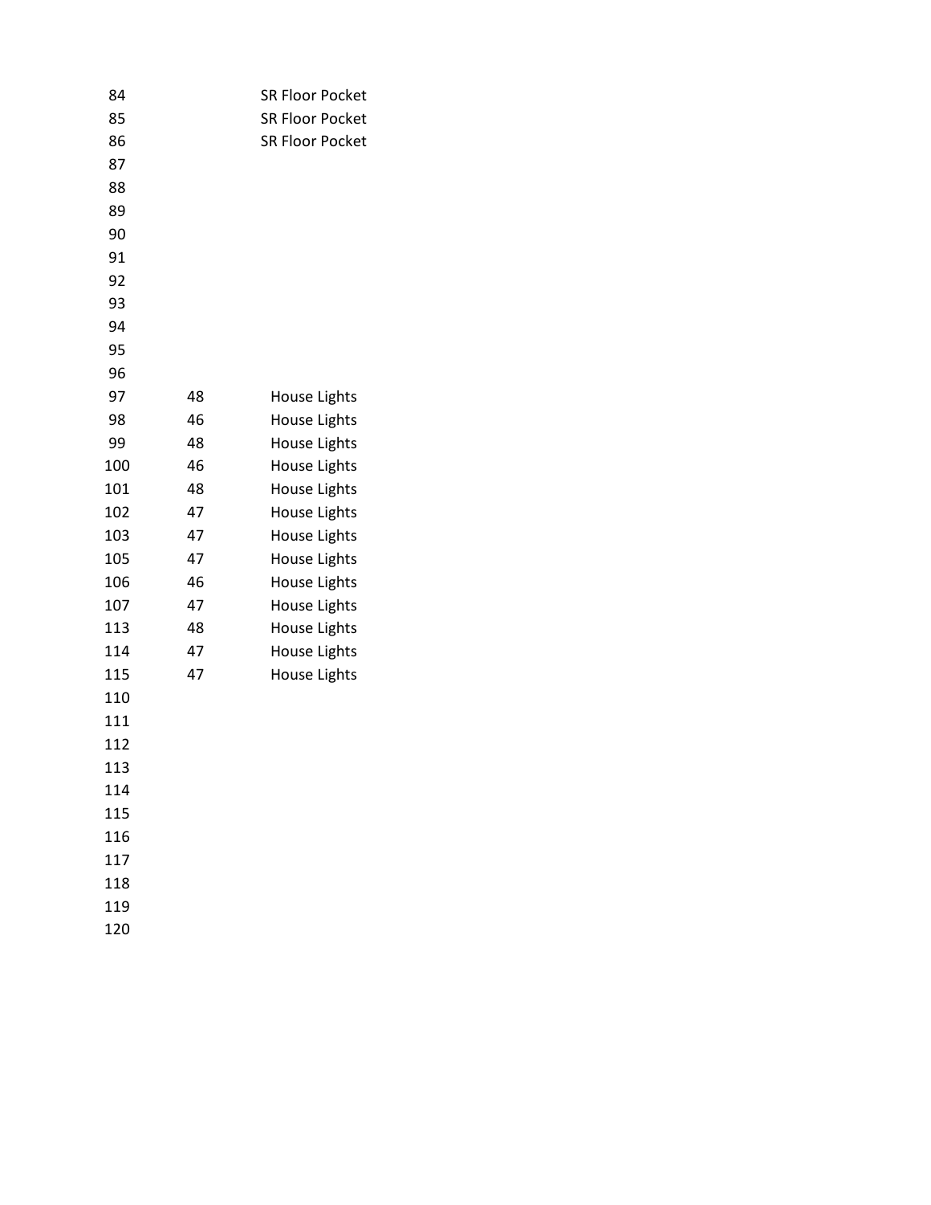| | | |
|---|---|---|
| 84 | | SR Floor Pocket |
| 85 | | SR Floor Pocket |
| 86 | | SR Floor Pocket |
| 87 | | |
| 88 | | |
| 89 | | |
| 90 | | |
| 91 | | |
| 92 | | |
| 93 | | |
| 94 | | |
| 95 | | |
| 96 | | |
| 97 | 48 | House Lights |
| 98 | 46 | House Lights |
| 99 | 48 | House Lights |
| 100 | 46 | House Lights |
| 101 | 48 | House Lights |
| 102 | 47 | House Lights |
| 103 | 47 | House Lights |
| 105 | 47 | House Lights |
| 106 | 46 | House Lights |
| 107 | 47 | House Lights |
| 113 | 48 | House Lights |
| 114 | 47 | House Lights |
| 115 | 47 | House Lights |
| 110 | | |
| 111 | | |
| 112 | | |
| 113 | | |
| 114 | | |
| 115 | | |
| 116 | | |
| 117 | | |
| 118 | | |
| 119 | | |
| 120 | | |